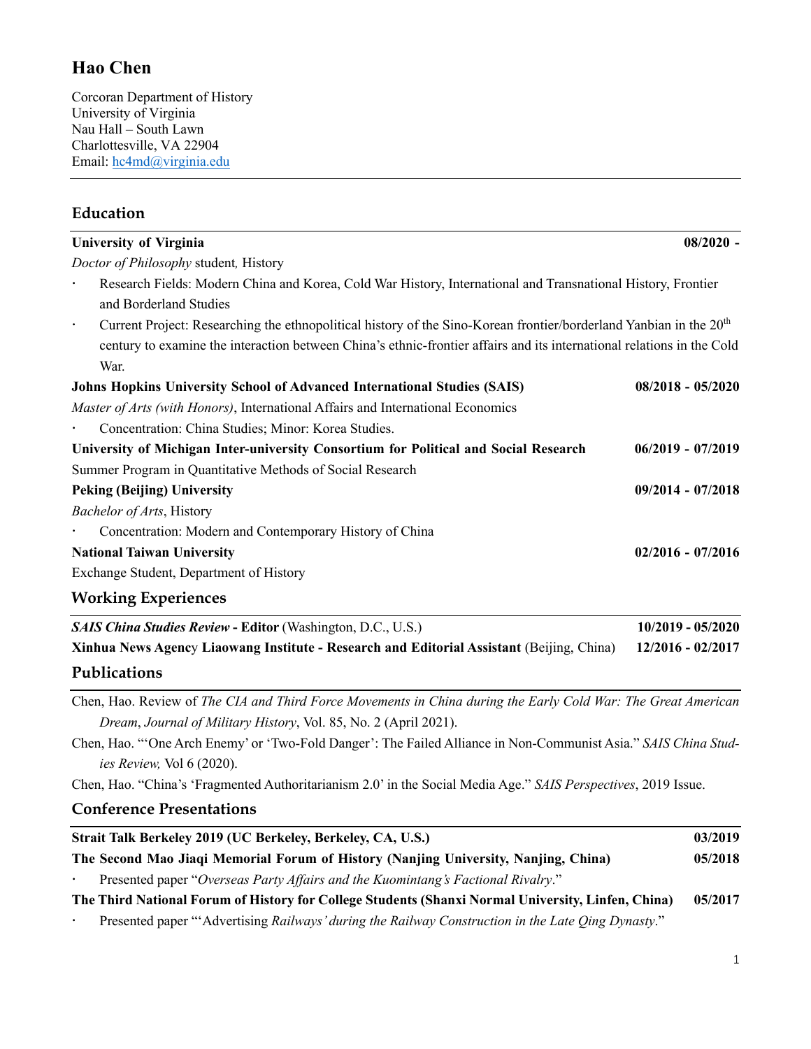# Hao Chen

Corcoran Department of History
University of Virginia
Nau Hall – South Lawn
Charlottesville, VA 22904
Email: hc4md@virginia.edu

## Education

**University of Virginia** **08/2020 -**

*Doctor of Philosophy* student, History

- Research Fields: Modern China and Korea, Cold War History, International and Transnational History, Frontier and Borderland Studies
- Current Project: Researching the ethnopolitical history of the Sino-Korean frontier/borderland Yanbian in the 20th century to examine the interaction between China's ethnic-frontier affairs and its international relations in the Cold War.

**Johns Hopkins University School of Advanced International Studies (SAIS)** **08/2018 - 05/2020**

*Master of Arts (with Honors)*, International Affairs and International Economics

- Concentration: China Studies; Minor: Korea Studies.

**University of Michigan Inter-university Consortium for Political and Social Research** **06/2019 - 07/2019**

Summer Program in Quantitative Methods of Social Research

**Peking (Beijing) University** **09/2014 - 07/2018**

*Bachelor of Arts*, History

- Concentration: Modern and Contemporary History of China

**National Taiwan University** **02/2016 - 07/2016**

Exchange Student, Department of History

## Working Experiences

***SAIS China Studies Review*** **- Editor** (Washington, D.C., U.S.) **10/2019 - 05/2020**

**Xinhua News Agency Liaowang Institute - Research and Editorial Assistant** (Beijing, China) **12/2016 - 02/2017**

## Publications

Chen, Hao. Review of *The CIA and Third Force Movements in China during the Early Cold War: The Great American Dream*, *Journal of Military History*, Vol. 85, No. 2 (April 2021).

Chen, Hao. "'One Arch Enemy' or 'Two-Fold Danger': The Failed Alliance in Non-Communist Asia." *SAIS China Studies Review,* Vol 6 (2020).

Chen, Hao. "China's 'Fragmented Authoritarianism 2.0' in the Social Media Age." *SAIS Perspectives*, 2019 Issue.

## Conference Presentations

**Strait Talk Berkeley 2019 (UC Berkeley, Berkeley, CA, U.S.)** **03/2019**

**The Second Mao Jiaqi Memorial Forum of History (Nanjing University, Nanjing, China)** **05/2018**

- Presented paper "*Overseas Party Affairs and the Kuomintang's Factional Rivalry*."

**The Third National Forum of History for College Students (Shanxi Normal University, Linfen, China)** **05/2017**

- Presented paper "'Advertising *Railways' during the Railway Construction in the Late Qing Dynasty*."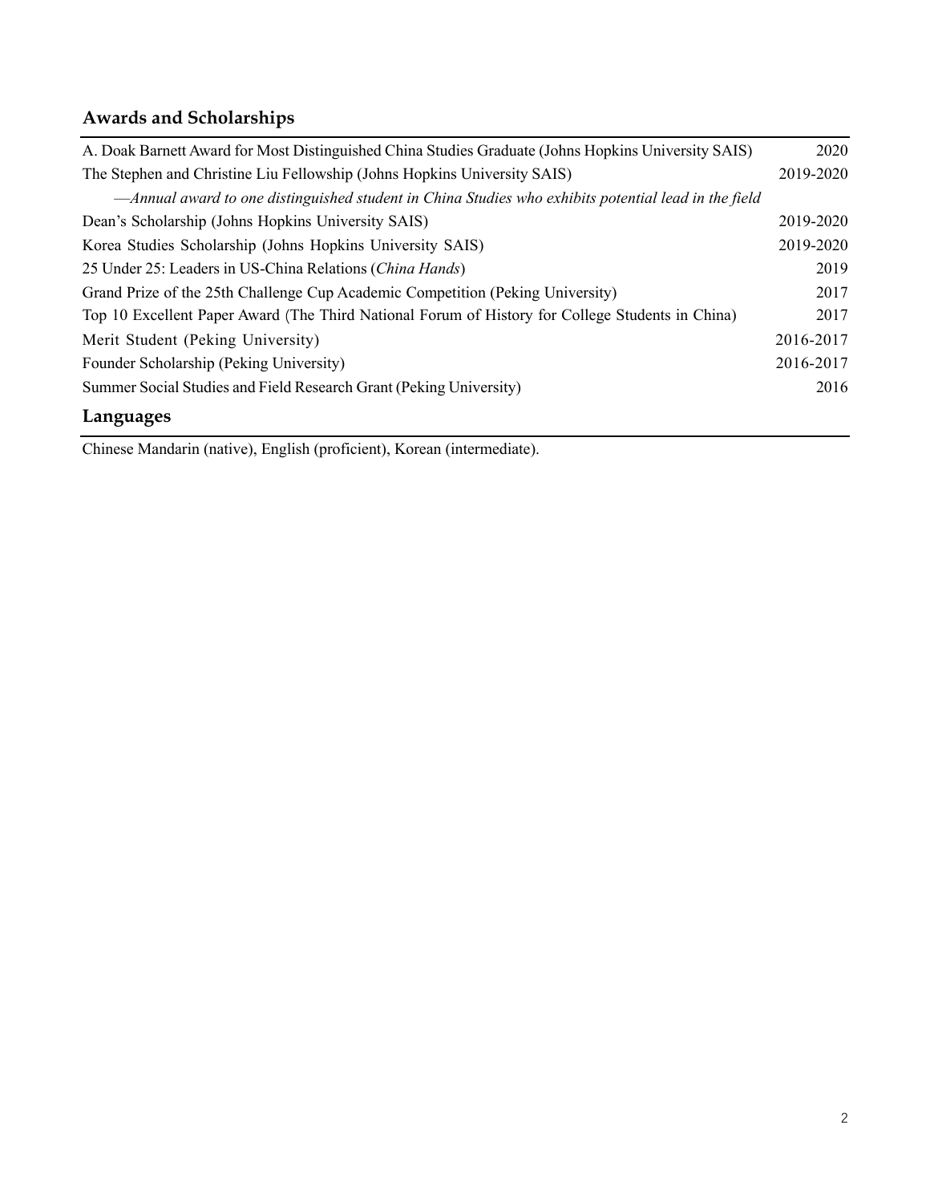## Awards and Scholarships

| | |
|---|---|
| A. Doak Barnett Award for Most Distinguished China Studies Graduate (Johns Hopkins University SAIS) | 2020 |
| The Stephen and Christine Liu Fellowship (Johns Hopkins University SAIS) | 2019-2020 |
| *—Annual award to one distinguished student in China Studies who exhibits potential lead in the field* | |
| Dean's Scholarship (Johns Hopkins University SAIS) | 2019-2020 |
| Korea Studies Scholarship (Johns Hopkins University SAIS) | 2019-2020 |
| 25 Under 25: Leaders in US-China Relations (*China Hands*) | 2019 |
| Grand Prize of the 25th Challenge Cup Academic Competition (Peking University) | 2017 |
| Top 10 Excellent Paper Award (The Third National Forum of History for College Students in China) | 2017 |
| Merit Student (Peking University) | 2016-2017 |
| Founder Scholarship (Peking University) | 2016-2017 |
| Summer Social Studies and Field Research Grant (Peking University) | 2016 |

## Languages

Chinese Mandarin (native), English (proficient), Korean (intermediate).